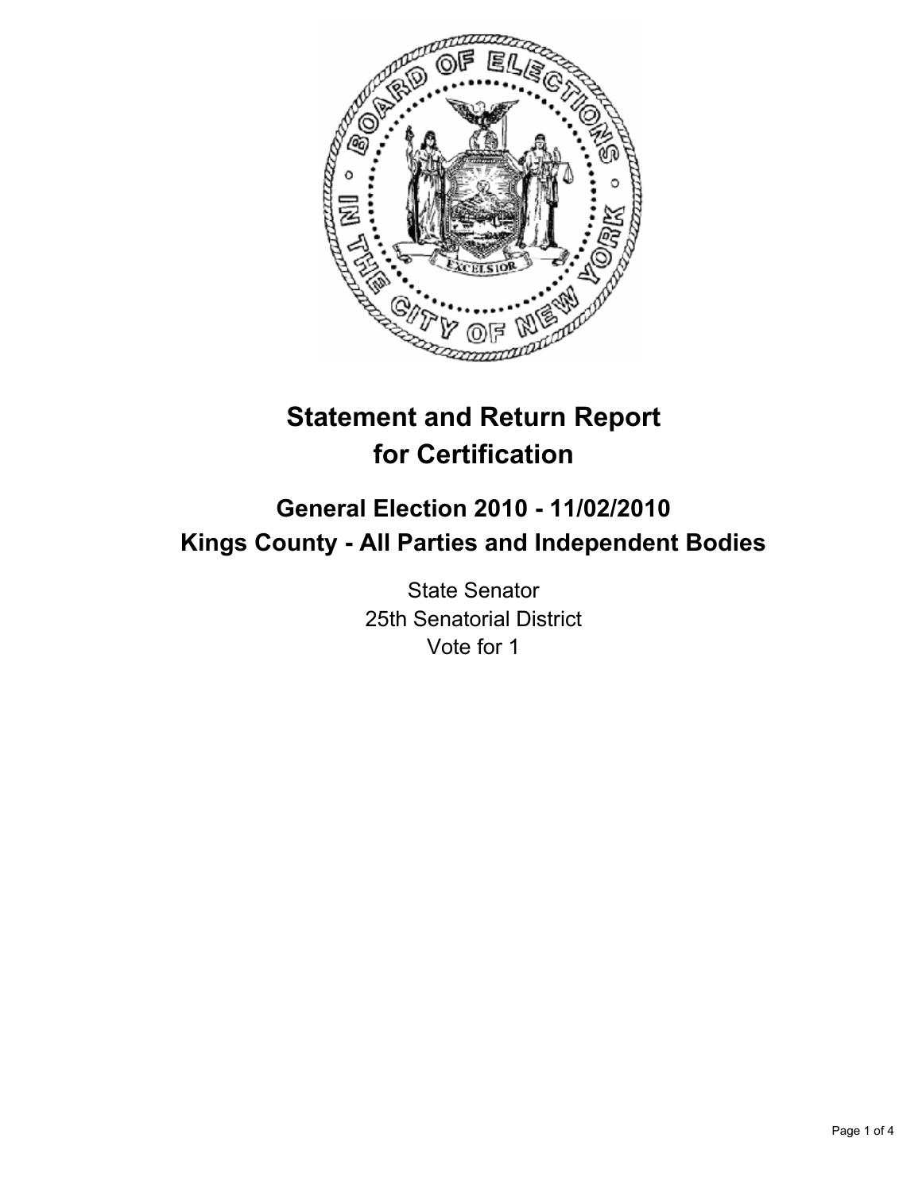# Statement and Return Report for Certification

## General Election 2010 - 11/02/2010
## Kings County - All Parties and Independent Bodies

State Senator
25th Senatorial District
Vote for 1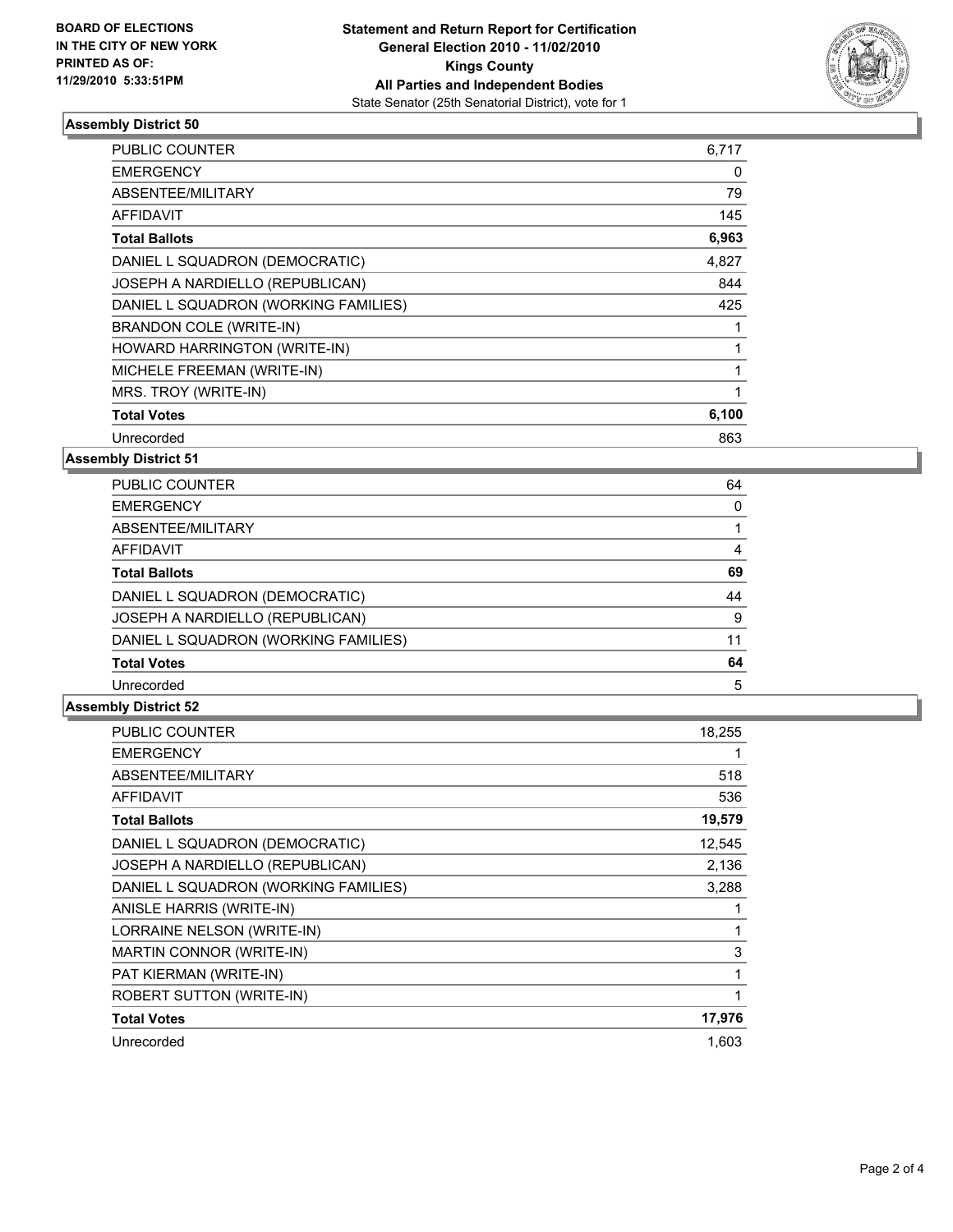BOARD OF ELECTIONS
IN THE CITY OF NEW YORK
PRINTED AS OF:
11/29/2010 5:33:51PM

**Statement and Return Report for Certification**
**General Election 2010 - 11/02/2010**
**Kings County**
**All Parties and Independent Bodies**
State Senator (25th Senatorial District), vote for 1

### Assembly District 50

| | |
|---|---|
| PUBLIC COUNTER | 6,717 |
| EMERGENCY | 0 |
| ABSENTEE/MILITARY | 79 |
| AFFIDAVIT | 145 |
| **Total Ballots** | **6,963** |
| DANIEL L SQUADRON (DEMOCRATIC) | 4,827 |
| JOSEPH A NARDIELLO (REPUBLICAN) | 844 |
| DANIEL L SQUADRON (WORKING FAMILIES) | 425 |
| BRANDON COLE (WRITE-IN) | 1 |
| HOWARD HARRINGTON (WRITE-IN) | 1 |
| MICHELE FREEMAN (WRITE-IN) | 1 |
| MRS. TROY (WRITE-IN) | 1 |
| **Total Votes** | **6,100** |
| Unrecorded | 863 |

### Assembly District 51

| | |
|---|---|
| PUBLIC COUNTER | 64 |
| EMERGENCY | 0 |
| ABSENTEE/MILITARY | 1 |
| AFFIDAVIT | 4 |
| **Total Ballots** | **69** |
| DANIEL L SQUADRON (DEMOCRATIC) | 44 |
| JOSEPH A NARDIELLO (REPUBLICAN) | 9 |
| DANIEL L SQUADRON (WORKING FAMILIES) | 11 |
| **Total Votes** | **64** |
| Unrecorded | 5 |

### Assembly District 52

| | |
|---|---|
| PUBLIC COUNTER | 18,255 |
| EMERGENCY | 1 |
| ABSENTEE/MILITARY | 518 |
| AFFIDAVIT | 536 |
| **Total Ballots** | **19,579** |
| DANIEL L SQUADRON (DEMOCRATIC) | 12,545 |
| JOSEPH A NARDIELLO (REPUBLICAN) | 2,136 |
| DANIEL L SQUADRON (WORKING FAMILIES) | 3,288 |
| ANISLE HARRIS (WRITE-IN) | 1 |
| LORRAINE NELSON (WRITE-IN) | 1 |
| MARTIN CONNOR (WRITE-IN) | 3 |
| PAT KIERMAN (WRITE-IN) | 1 |
| ROBERT SUTTON (WRITE-IN) | 1 |
| **Total Votes** | **17,976** |
| Unrecorded | 1,603 |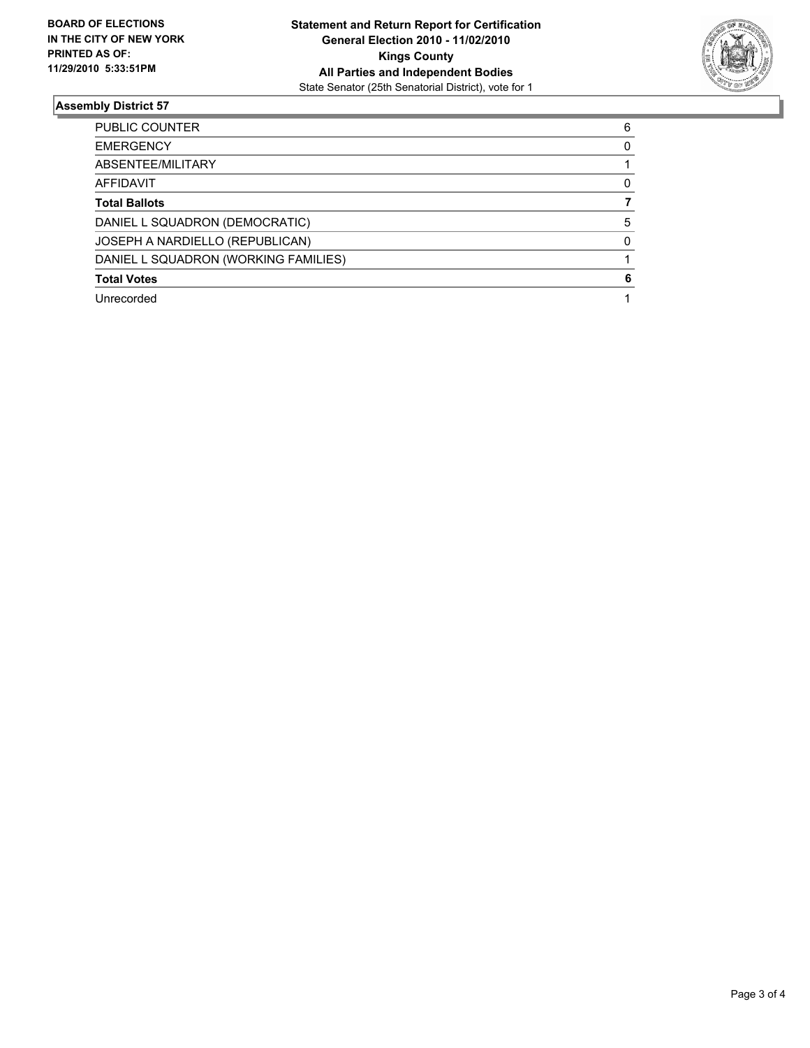**BOARD OF ELECTIONS IN THE CITY OF NEW YORK PRINTED AS OF: 11/29/2010 5:33:51PM**

**Statement and Return Report for Certification General Election 2010 - 11/02/2010 Kings County All Parties and Independent Bodies**
State Senator (25th Senatorial District), vote for 1

## Assembly District 57

| | |
|---|---|
| PUBLIC COUNTER | 6 |
| EMERGENCY | 0 |
| ABSENTEE/MILITARY | 1 |
| AFFIDAVIT | 0 |
| **Total Ballots** | **7** |
| DANIEL L SQUADRON (DEMOCRATIC) | 5 |
| JOSEPH A NARDIELLO (REPUBLICAN) | 0 |
| DANIEL L SQUADRON (WORKING FAMILIES) | 1 |
| **Total Votes** | **6** |
| Unrecorded | 1 |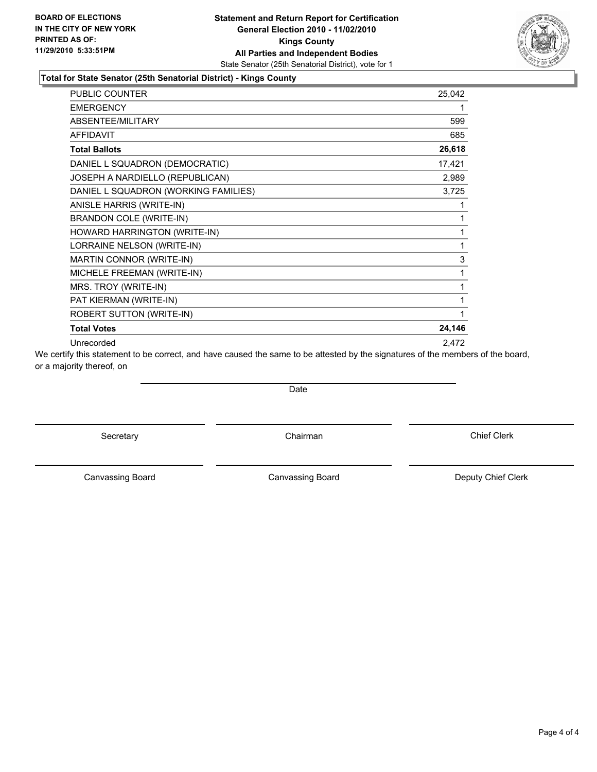**BOARD OF ELECTIONS IN THE CITY OF NEW YORK PRINTED AS OF: 11/29/2010 5:33:51PM**

**Statement and Return Report for Certification General Election 2010 - 11/02/2010 Kings County All Parties and Independent Bodies**

State Senator (25th Senatorial District), vote for 1

### Total for State Senator (25th Senatorial District) - Kings County

| | |
|---|---|
| PUBLIC COUNTER | 25,042 |
| EMERGENCY | 1 |
| ABSENTEE/MILITARY | 599 |
| AFFIDAVIT | 685 |
| **Total Ballots** | **26,618** |
| DANIEL L SQUADRON (DEMOCRATIC) | 17,421 |
| JOSEPH A NARDIELLO (REPUBLICAN) | 2,989 |
| DANIEL L SQUADRON (WORKING FAMILIES) | 3,725 |
| ANISLE HARRIS (WRITE-IN) | 1 |
| BRANDON COLE (WRITE-IN) | 1 |
| HOWARD HARRINGTON (WRITE-IN) | 1 |
| LORRAINE NELSON (WRITE-IN) | 1 |
| MARTIN CONNOR (WRITE-IN) | 3 |
| MICHELE FREEMAN (WRITE-IN) | 1 |
| MRS. TROY (WRITE-IN) | 1 |
| PAT KIERMAN (WRITE-IN) | 1 |
| ROBERT SUTTON (WRITE-IN) | 1 |
| **Total Votes** | **24,146** |
| Unrecorded | 2,472 |

We certify this statement to be correct, and have caused the same to be attested by the signatures of the members of the board, or a majority thereof, on

Date

Secretary — Chairman — Chief Clerk

Canvassing Board — Canvassing Board — Deputy Chief Clerk